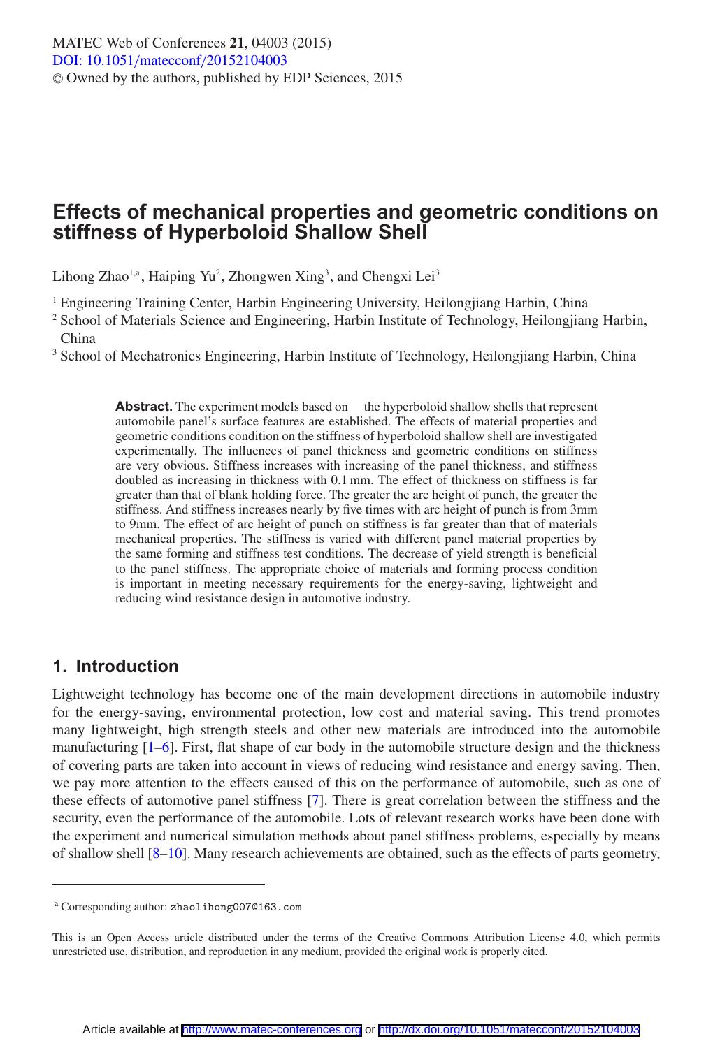# Effects of mechanical properties and geometric conditions on stiffness of Hyperboloid Shallow Shell

Lihong Zhao[1,a], Haiping Yu[2], Zhongwen Xing[3], and Chengxi Lei[3]

[1] Engineering Training Center, Harbin Engineering University, Heilongjiang Harbin, China
[2] School of Materials Science and Engineering, Harbin Institute of Technology, Heilongjiang Harbin, China
[3] School of Mechatronics Engineering, Harbin Institute of Technology, Heilongjiang Harbin, China

**Abstract.** The experiment models based on the hyperboloid shallow shells that represent automobile panel's surface features are established. The effects of material properties and geometric conditions condition on the stiffness of hyperboloid shallow shell are investigated experimentally. The influences of panel thickness and geometric conditions on stiffness are very obvious. Stiffness increases with increasing of the panel thickness, and stiffness doubled as increasing in thickness with 0.1 mm. The effect of thickness on stiffness is far greater than that of blank holding force. The greater the arc height of punch, the greater the stiffness. And stiffness increases nearly by five times with arc height of punch is from 3mm to 9mm. The effect of arc height of punch on stiffness is far greater than that of materials mechanical properties. The stiffness is varied with different panel material properties by the same forming and stiffness test conditions. The decrease of yield strength is beneficial to the panel stiffness. The appropriate choice of materials and forming process condition is important in meeting necessary requirements for the energy-saving, lightweight and reducing wind resistance design in automotive industry.

## 1. Introduction

Lightweight technology has become one of the main development directions in automobile industry for the energy-saving, environmental protection, low cost and material saving. This trend promotes many lightweight, high strength steels and other new materials are introduced into the automobile manufacturing [1–6]. First, flat shape of car body in the automobile structure design and the thickness of covering parts are taken into account in views of reducing wind resistance and energy saving. Then, we pay more attention to the effects caused of this on the performance of automobile, such as one of these effects of automotive panel stiffness [7]. There is great correlation between the stiffness and the security, even the performance of the automobile. Lots of relevant research works have been done with the experiment and numerical simulation methods about panel stiffness problems, especially by means of shallow shell [8–10]. Many research achievements are obtained, such as the effects of parts geometry,

[a] Corresponding author: zhaolihong007@163.com

This is an Open Access article distributed under the terms of the Creative Commons Attribution License 4.0, which permits unrestricted use, distribution, and reproduction in any medium, provided the original work is properly cited.

Article available at http://www.matec-conferences.org or http://dx.doi.org/10.1051/matecconf/20152104003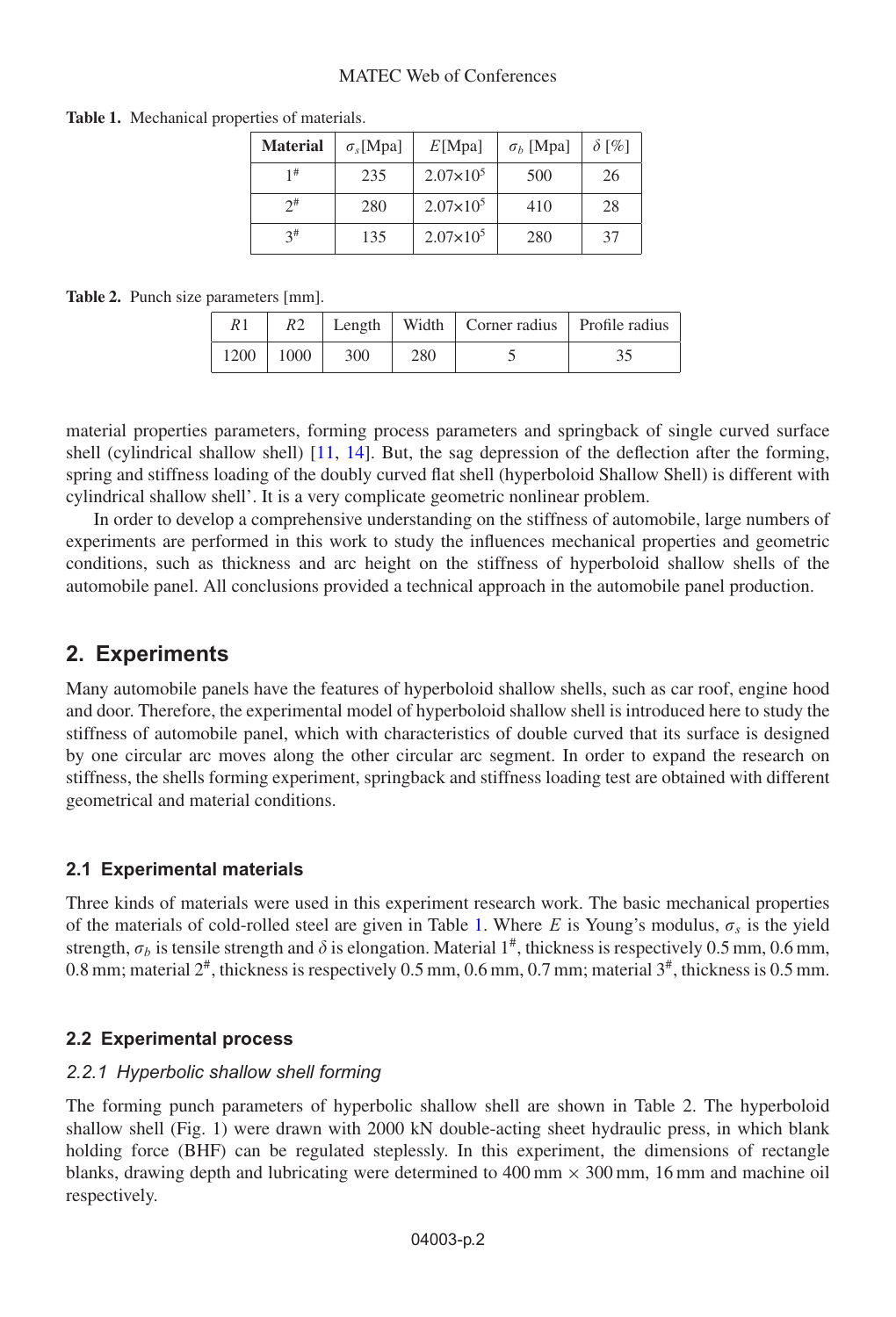**Table 1.** Mechanical properties of materials.

| Material | $\sigma_s$[Mpa] | $E$[Mpa] | $\sigma_b$ [Mpa] | $\delta$ [%] |
|---|---|---|---|---|
| 1# | 235 | $2.07\times10^5$ | 500 | 26 |
| 2# | 280 | $2.07\times10^5$ | 410 | 28 |
| 3# | 135 | $2.07\times10^5$ | 280 | 37 |

**Table 2.** Punch size parameters [mm].

| $R1$ | $R2$ | Length | Width | Corner radius | Profile radius |
|---|---|---|---|---|---|
| 1200 | 1000 | 300 | 280 | 5 | 35 |

material properties parameters, forming process parameters and springback of single curved surface shell (cylindrical shallow shell) [11, 14]. But, the sag depression of the deflection after the forming, spring and stiffness loading of the doubly curved flat shell (hyperboloid Shallow Shell) is different with cylindrical shallow shell'. It is a very complicate geometric nonlinear problem.

In order to develop a comprehensive understanding on the stiffness of automobile, large numbers of experiments are performed in this work to study the influences mechanical properties and geometric conditions, such as thickness and arc height on the stiffness of hyperboloid shallow shells of the automobile panel. All conclusions provided a technical approach in the automobile panel production.

## 2. Experiments

Many automobile panels have the features of hyperboloid shallow shells, such as car roof, engine hood and door. Therefore, the experimental model of hyperboloid shallow shell is introduced here to study the stiffness of automobile panel, which with characteristics of double curved that its surface is designed by one circular arc moves along the other circular arc segment. In order to expand the research on stiffness, the shells forming experiment, springback and stiffness loading test are obtained with different geometrical and material conditions.

### 2.1 Experimental materials

Three kinds of materials were used in this experiment research work. The basic mechanical properties of the materials of cold-rolled steel are given in Table 1. Where $E$ is Young's modulus, $\sigma_s$ is the yield strength, $\sigma_b$ is tensile strength and $\delta$ is elongation. Material 1#, thickness is respectively 0.5 mm, 0.6 mm, 0.8 mm; material 2#, thickness is respectively 0.5 mm, 0.6 mm, 0.7 mm; material 3#, thickness is 0.5 mm.

### 2.2 Experimental process

#### *2.2.1 Hyperbolic shallow shell forming*

The forming punch parameters of hyperbolic shallow shell are shown in Table 2. The hyperboloid shallow shell (Fig. 1) were drawn with 2000 kN double-acting sheet hydraulic press, in which blank holding force (BHF) can be regulated steplessly. In this experiment, the dimensions of rectangle blanks, drawing depth and lubricating were determined to 400 mm × 300 mm, 16 mm and machine oil respectively.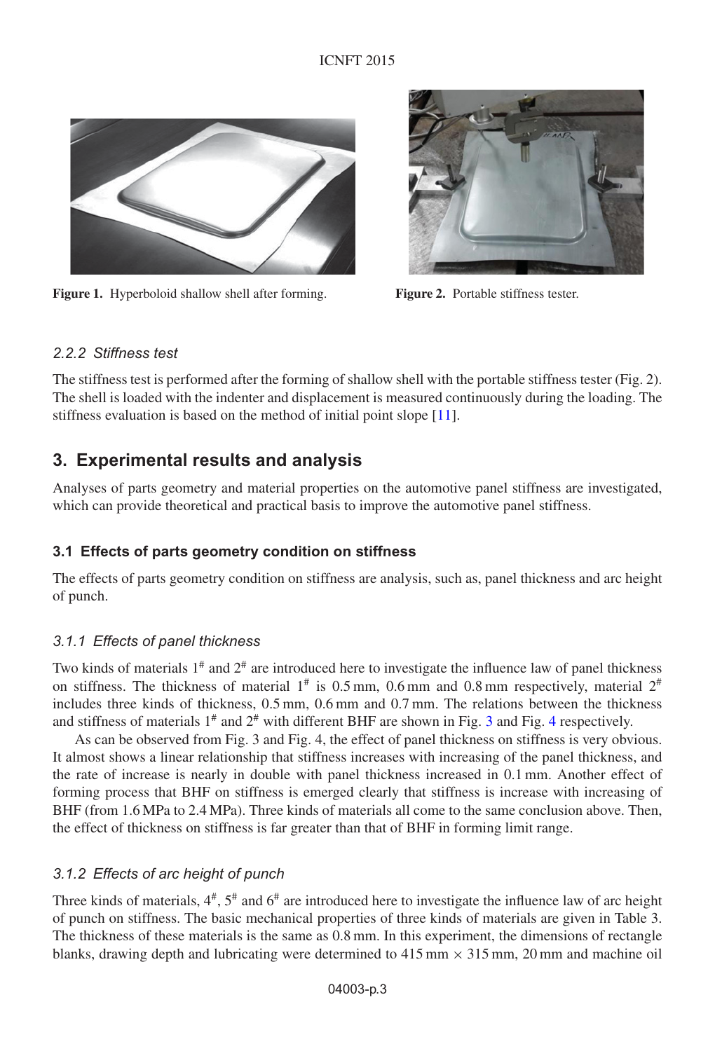Figure 1. Hyperboloid shallow shell after forming.

Figure 2. Portable stiffness tester.

#### 2.2.2 Stiffness test

The stiffness test is performed after the forming of shallow shell with the portable stiffness tester (Fig. 2). The shell is loaded with the indenter and displacement is measured continuously during the loading. The stiffness evaluation is based on the method of initial point slope [11].

## 3. Experimental results and analysis

Analyses of parts geometry and material properties on the automotive panel stiffness are investigated, which can provide theoretical and practical basis to improve the automotive panel stiffness.

### 3.1 Effects of parts geometry condition on stiffness

The effects of parts geometry condition on stiffness are analysis, such as, panel thickness and arc height of punch.

#### 3.1.1 Effects of panel thickness

Two kinds of materials 1# and 2# are introduced here to investigate the influence law of panel thickness on stiffness. The thickness of material 1# is 0.5 mm, 0.6 mm and 0.8 mm respectively, material 2# includes three kinds of thickness, 0.5 mm, 0.6 mm and 0.7 mm. The relations between the thickness and stiffness of materials 1# and 2# with different BHF are shown in Fig. 3 and Fig. 4 respectively.

As can be observed from Fig. 3 and Fig. 4, the effect of panel thickness on stiffness is very obvious. It almost shows a linear relationship that stiffness increases with increasing of the panel thickness, and the rate of increase is nearly in double with panel thickness increased in 0.1 mm. Another effect of forming process that BHF on stiffness is emerged clearly that stiffness is increase with increasing of BHF (from 1.6 MPa to 2.4 MPa). Three kinds of materials all come to the same conclusion above. Then, the effect of thickness on stiffness is far greater than that of BHF in forming limit range.

#### 3.1.2 Effects of arc height of punch

Three kinds of materials, 4#, 5# and 6# are introduced here to investigate the influence law of arc height of punch on stiffness. The basic mechanical properties of three kinds of materials are given in Table 3. The thickness of these materials is the same as 0.8 mm. In this experiment, the dimensions of rectangle blanks, drawing depth and lubricating were determined to 415 mm × 315 mm, 20 mm and machine oil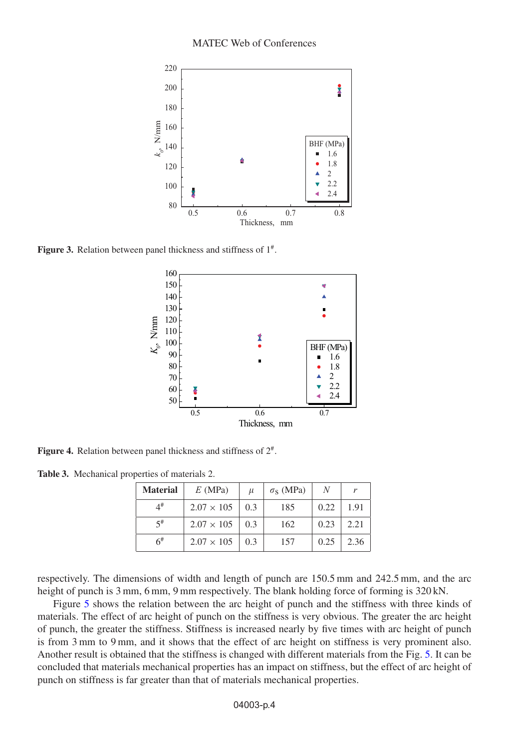**Figure 3.** Relation between panel thickness and stiffness of 1#.

**Figure 4.** Relation between panel thickness and stiffness of 2#.

**Table 3.** Mechanical properties of materials 2.

| Material | $E$ (MPa) | $\mu$ | $\sigma_S$ (MPa) | $N$ | $r$ |
|---|---|---|---|---|---|
| 4# | 2.07 × 105 | 0.3 | 185 | 0.22 | 1.91 |
| 5# | 2.07 × 105 | 0.3 | 162 | 0.23 | 2.21 |
| 6# | 2.07 × 105 | 0.3 | 157 | 0.25 | 2.36 |

respectively. The dimensions of width and length of punch are 150.5 mm and 242.5 mm, and the arc height of punch is 3 mm, 6 mm, 9 mm respectively. The blank holding force of forming is 320 kN.

Figure 5 shows the relation between the arc height of punch and the stiffness with three kinds of materials. The effect of arc height of punch on the stiffness is very obvious. The greater the arc height of punch, the greater the stiffness. Stiffness is increased nearly by five times with arc height of punch is from 3 mm to 9 mm, and it shows that the effect of arc height on stiffness is very prominent also. Another result is obtained that the stiffness is changed with different materials from the Fig. 5. It can be concluded that materials mechanical properties has an impact on stiffness, but the effect of arc height of punch on stiffness is far greater than that of materials mechanical properties.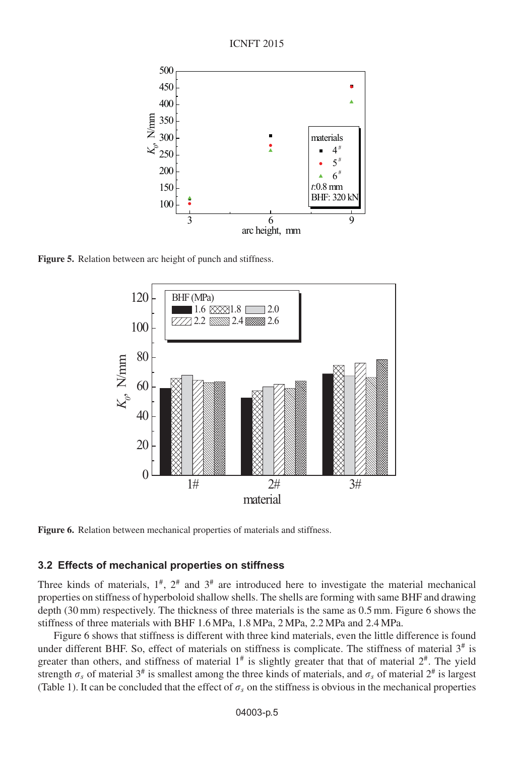**Figure 5.** Relation between arc height of punch and stiffness.

**Figure 6.** Relation between mechanical properties of materials and stiffness.

### 3.2 Effects of mechanical properties on stiffness

Three kinds of materials, 1#, 2# and 3# are introduced here to investigate the material mechanical properties on stiffness of hyperboloid shallow shells. The shells are forming with same BHF and drawing depth (30 mm) respectively. The thickness of three materials is the same as 0.5 mm. Figure 6 shows the stiffness of three materials with BHF 1.6 MPa, 1.8 MPa, 2 MPa, 2.2 MPa and 2.4 MPa.

Figure 6 shows that stiffness is different with three kind materials, even the little difference is found under different BHF. So, effect of materials on stiffness is complicate. The stiffness of material 3# is greater than others, and stiffness of material 1# is slightly greater that that of material 2#. The yield strength $\sigma_s$ of material 3# is smallest among the three kinds of materials, and $\sigma_s$ of material 2# is largest (Table 1). It can be concluded that the effect of $\sigma_s$ on the stiffness is obvious in the mechanical properties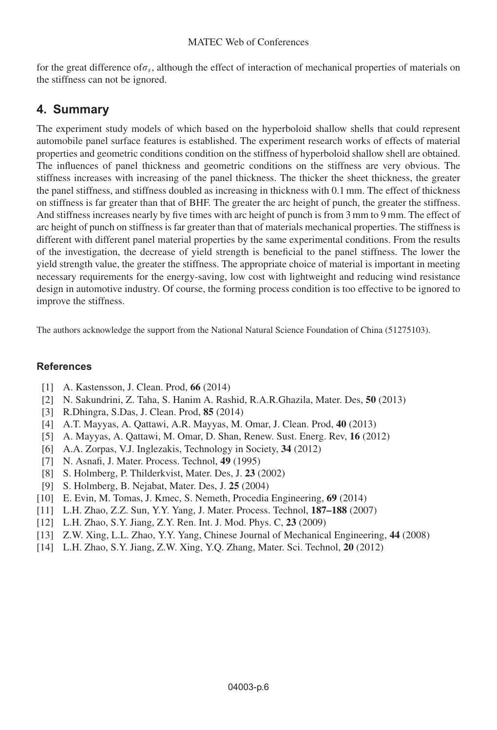for the great difference of$\sigma_s$, although the effect of interaction of mechanical properties of materials on the stiffness can not be ignored.

## 4. Summary

The experiment study models of which based on the hyperboloid shallow shells that could represent automobile panel surface features is established. The experiment research works of effects of material properties and geometric conditions condition on the stiffness of hyperboloid shallow shell are obtained. The influences of panel thickness and geometric conditions on the stiffness are very obvious. The stiffness increases with increasing of the panel thickness. The thicker the sheet thickness, the greater the panel stiffness, and stiffness doubled as increasing in thickness with 0.1 mm. The effect of thickness on stiffness is far greater than that of BHF. The greater the arc height of punch, the greater the stiffness. And stiffness increases nearly by five times with arc height of punch is from 3 mm to 9 mm. The effect of arc height of punch on stiffness is far greater than that of materials mechanical properties. The stiffness is different with different panel material properties by the same experimental conditions. From the results of the investigation, the decrease of yield strength is beneficial to the panel stiffness. The lower the yield strength value, the greater the stiffness. The appropriate choice of material is important in meeting necessary requirements for the energy-saving, low cost with lightweight and reducing wind resistance design in automotive industry. Of course, the forming process condition is too effective to be ignored to improve the stiffness.

The authors acknowledge the support from the National Natural Science Foundation of China (51275103).

### References

[1] A. Kastensson, J. Clean. Prod, **66** (2014)
[2] N. Sakundrini, Z. Taha, S. Hanim A. Rashid, R.A.R.Ghazila, Mater. Des, **50** (2013)
[3] R.Dhingra, S.Das, J. Clean. Prod, **85** (2014)
[4] A.T. Mayyas, A. Qattawi, A.R. Mayyas, M. Omar, J. Clean. Prod, **40** (2013)
[5] A. Mayyas, A. Qattawi, M. Omar, D. Shan, Renew. Sust. Energ. Rev, **16** (2012)
[6] A.A. Zorpas, V.J. Inglezakis, Technology in Society, **34** (2012)
[7] N. Asnafi, J. Mater. Process. Technol, **49** (1995)
[8] S. Holmberg, P. Thilderkvist, Mater. Des, J. **23** (2002)
[9] S. Holmberg, B. Nejabat, Mater. Des, J. **25** (2004)
[10] E. Evin, M. Tomas, J. Kmec, S. Nemeth, Procedia Engineering, **69** (2014)
[11] L.H. Zhao, Z.Z. Sun, Y.Y. Yang, J. Mater. Process. Technol, **187–188** (2007)
[12] L.H. Zhao, S.Y. Jiang, Z.Y. Ren. Int. J. Mod. Phys. C, **23** (2009)
[13] Z.W. Xing, L.L. Zhao, Y.Y. Yang, Chinese Journal of Mechanical Engineering, **44** (2008)
[14] L.H. Zhao, S.Y. Jiang, Z.W. Xing, Y.Q. Zhang, Mater. Sci. Technol, **20** (2012)